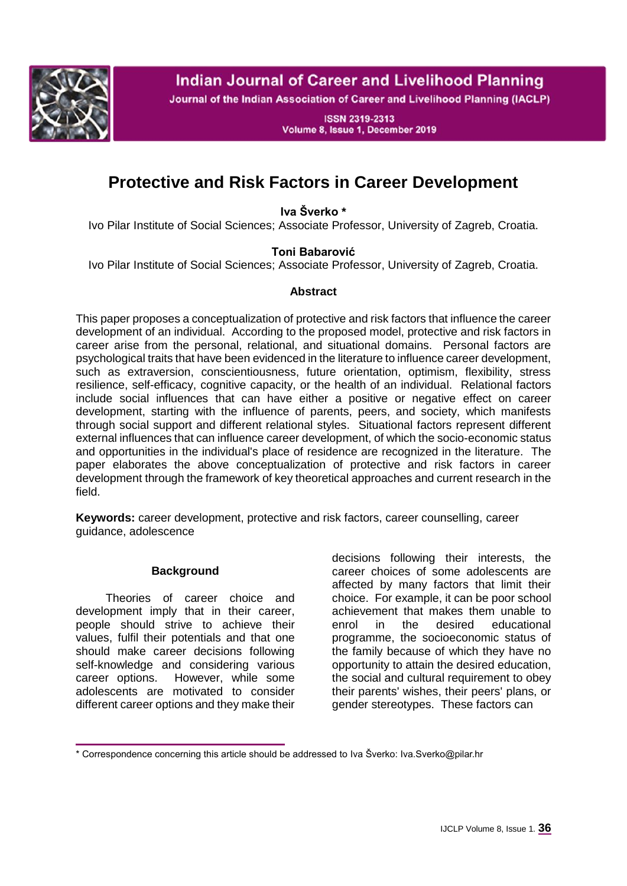# Protective and Risk Factors in Career Development

**Iva Šverko \***

Ivo Pilar Institute of Social Sciences; Associate Professor, University of Zagreb, Croatia.

**Toni Babarović**

Ivo Pilar Institute of Social Sciences; Associate Professor, University of Zagreb, Croatia.

### Abstract

This paper proposes a conceptualization of protective and risk factors that influence the career development of an individual. According to the proposed model, protective and risk factors in career arise from the personal, relational, and situational domains. Personal factors are psychological traits that have been evidenced in the literature to influence career development, such as extraversion, conscientiousness, future orientation, optimism, flexibility, stress resilience, self-efficacy, cognitive capacity, or the health of an individual. Relational factors include social influences that can have either a positive or negative effect on career development, starting with the influence of parents, peers, and society, which manifests through social support and different relational styles. Situational factors represent different external influences that can influence career development, of which the socio-economic status and opportunities in the individual's place of residence are recognized in the literature. The paper elaborates the above conceptualization of protective and risk factors in career development through the framework of key theoretical approaches and current research in the field.

**Keywords:** career development, protective and risk factors, career counselling, career guidance, adolescence

## Background

Theories of career choice and development imply that in their career, people should strive to achieve their values, fulfil their potentials and that one should make career decisions following self-knowledge and considering various career options. However, while some adolescents are motivated to consider different career options and they make their decisions following their interests, the career choices of some adolescents are affected by many factors that limit their choice. For example, it can be poor school achievement that makes them unable to enrol in the desired educational programme, the socioeconomic status of the family because of which they have no opportunity to attain the desired education, the social and cultural requirement to obey their parents' wishes, their peers' plans, or gender stereotypes. These factors can

\* Correspondence concerning this article should be addressed to Iva Šverko: Iva.Sverko@pilar.hr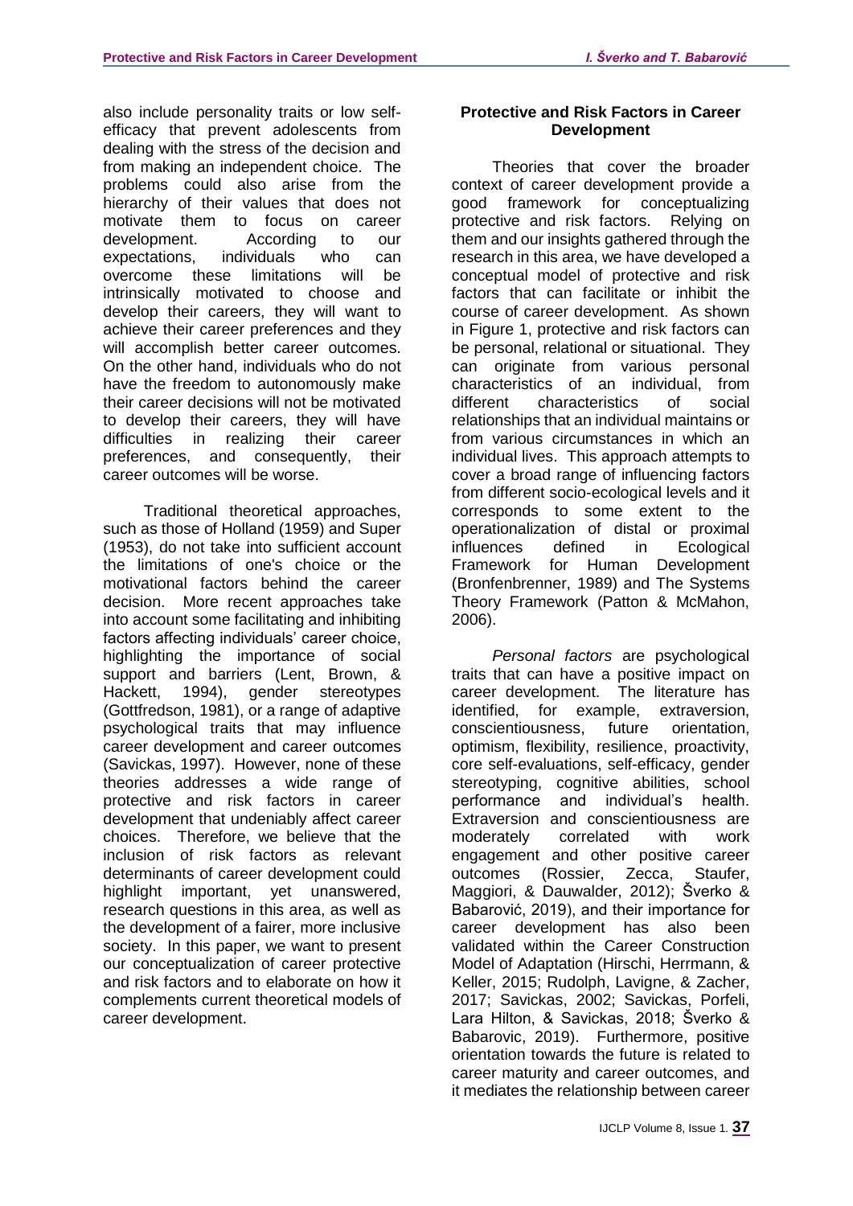also include personality traits or low self-efficacy that prevent adolescents from dealing with the stress of the decision and from making an independent choice. The problems could also arise from the hierarchy of their values that does not motivate them to focus on career development. According to our expectations, individuals who can overcome these limitations will be intrinsically motivated to choose and develop their careers, they will want to achieve their career preferences and they will accomplish better career outcomes. On the other hand, individuals who do not have the freedom to autonomously make their career decisions will not be motivated to develop their careers, they will have difficulties in realizing their career preferences, and consequently, their career outcomes will be worse.

Traditional theoretical approaches, such as those of Holland (1959) and Super (1953), do not take into sufficient account the limitations of one's choice or the motivational factors behind the career decision. More recent approaches take into account some facilitating and inhibiting factors affecting individuals' career choice, highlighting the importance of social support and barriers (Lent, Brown, & Hackett, 1994), gender stereotypes (Gottfredson, 1981), or a range of adaptive psychological traits that may influence career development and career outcomes (Savickas, 1997). However, none of these theories addresses a wide range of protective and risk factors in career development that undeniably affect career choices. Therefore, we believe that the inclusion of risk factors as relevant determinants of career development could highlight important, yet unanswered, research questions in this area, as well as the development of a fairer, more inclusive society. In this paper, we want to present our conceptualization of career protective and risk factors and to elaborate on how it complements current theoretical models of career development.

## Protective and Risk Factors in Career Development

Theories that cover the broader context of career development provide a good framework for conceptualizing protective and risk factors. Relying on them and our insights gathered through the research in this area, we have developed a conceptual model of protective and risk factors that can facilitate or inhibit the course of career development. As shown in Figure 1, protective and risk factors can be personal, relational or situational. They can originate from various personal characteristics of an individual, from different characteristics of social relationships that an individual maintains or from various circumstances in which an individual lives. This approach attempts to cover a broad range of influencing factors from different socio-ecological levels and it corresponds to some extent to the operationalization of distal or proximal influences defined in Ecological Framework for Human Development (Bronfenbrenner, 1989) and The Systems Theory Framework (Patton & McMahon, 2006).

*Personal factors* are psychological traits that can have a positive impact on career development. The literature has identified, for example, extraversion, conscientiousness, future orientation, optimism, flexibility, resilience, proactivity, core self-evaluations, self-efficacy, gender stereotyping, cognitive abilities, school performance and individual's health. Extraversion and conscientiousness are moderately correlated with work engagement and other positive career outcomes (Rossier, Zecca, Staufer, Maggiori, & Dauwalder, 2012); Šverko & Babarović, 2019), and their importance for career development has also been validated within the Career Construction Model of Adaptation (Hirschi, Herrmann, & Keller, 2015; Rudolph, Lavigne, & Zacher, 2017; Savickas, 2002; Savickas, Porfeli, Lara Hilton, & Savickas, 2018; Šverko & Babarovic, 2019). Furthermore, positive orientation towards the future is related to career maturity and career outcomes, and it mediates the relationship between career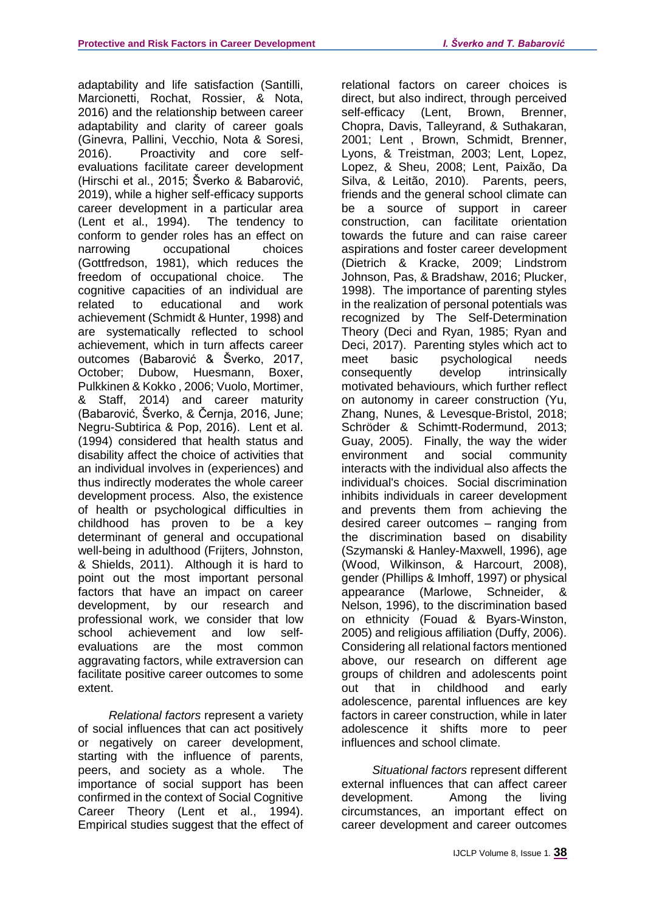adaptability and life satisfaction (Santilli, Marcionetti, Rochat, Rossier, & Nota, 2016) and the relationship between career adaptability and clarity of career goals (Ginevra, Pallini, Vecchio, Nota & Soresi, 2016). Proactivity and core self-evaluations facilitate career development (Hirschi et al., 2015; Šverko & Babarović, 2019), while a higher self-efficacy supports career development in a particular area (Lent et al., 1994). The tendency to conform to gender roles has an effect on narrowing occupational choices (Gottfredson, 1981), which reduces the freedom of occupational choice. The cognitive capacities of an individual are related to educational and work achievement (Schmidt & Hunter, 1998) and are systematically reflected to school achievement, which in turn affects career outcomes (Babarović & Šverko, 2017, October; Dubow, Huesmann, Boxer, Pulkkinen & Kokko , 2006; Vuolo, Mortimer, & Staff, 2014) and career maturity (Babarović, Šverko, & Černja, 2016, June; Negru-Subtirica & Pop, 2016). Lent et al. (1994) considered that health status and disability affect the choice of activities that an individual involves in (experiences) and thus indirectly moderates the whole career development process. Also, the existence of health or psychological difficulties in childhood has proven to be a key determinant of general and occupational well-being in adulthood (Frijters, Johnston, & Shields, 2011). Although it is hard to point out the most important personal factors that have an impact on career development, by our research and professional work, we consider that low school achievement and low self-evaluations are the most common aggravating factors, while extraversion can facilitate positive career outcomes to some extent.

*Relational factors* represent a variety of social influences that can act positively or negatively on career development, starting with the influence of parents, peers, and society as a whole. The importance of social support has been confirmed in the context of Social Cognitive Career Theory (Lent et al., 1994). Empirical studies suggest that the effect of relational factors on career choices is direct, but also indirect, through perceived self-efficacy (Lent, Brown, Brenner, Chopra, Davis, Talleyrand, & Suthakaran, 2001; Lent , Brown, Schmidt, Brenner, Lyons, & Treistman, 2003; Lent, Lopez, Lopez, & Sheu, 2008; Lent, Paixão, Da Silva, & Leitão, 2010). Parents, peers, friends and the general school climate can be a source of support in career construction, can facilitate orientation towards the future and can raise career aspirations and foster career development (Dietrich & Kracke, 2009; Lindstrom Johnson, Pas, & Bradshaw, 2016; Plucker, 1998). The importance of parenting styles in the realization of personal potentials was recognized by The Self-Determination Theory (Deci and Ryan, 1985; Ryan and Deci, 2017). Parenting styles which act to meet basic psychological needs consequently develop intrinsically motivated behaviours, which further reflect on autonomy in career construction (Yu, Zhang, Nunes, & Levesque-Bristol, 2018; Schröder & Schimtt-Rodermund, 2013; Guay, 2005). Finally, the way the wider environment and social community interacts with the individual also affects the individual's choices. Social discrimination inhibits individuals in career development and prevents them from achieving the desired career outcomes – ranging from the discrimination based on disability (Szymanski & Hanley-Maxwell, 1996), age (Wood, Wilkinson, & Harcourt, 2008), gender (Phillips & Imhoff, 1997) or physical appearance (Marlowe, Schneider, & Nelson, 1996), to the discrimination based on ethnicity (Fouad & Byars-Winston, 2005) and religious affiliation (Duffy, 2006). Considering all relational factors mentioned above, our research on different age groups of children and adolescents point out that in childhood and early adolescence, parental influences are key factors in career construction, while in later adolescence it shifts more to peer influences and school climate.

*Situational factors* represent different external influences that can affect career development. Among the living circumstances, an important effect on career development and career outcomes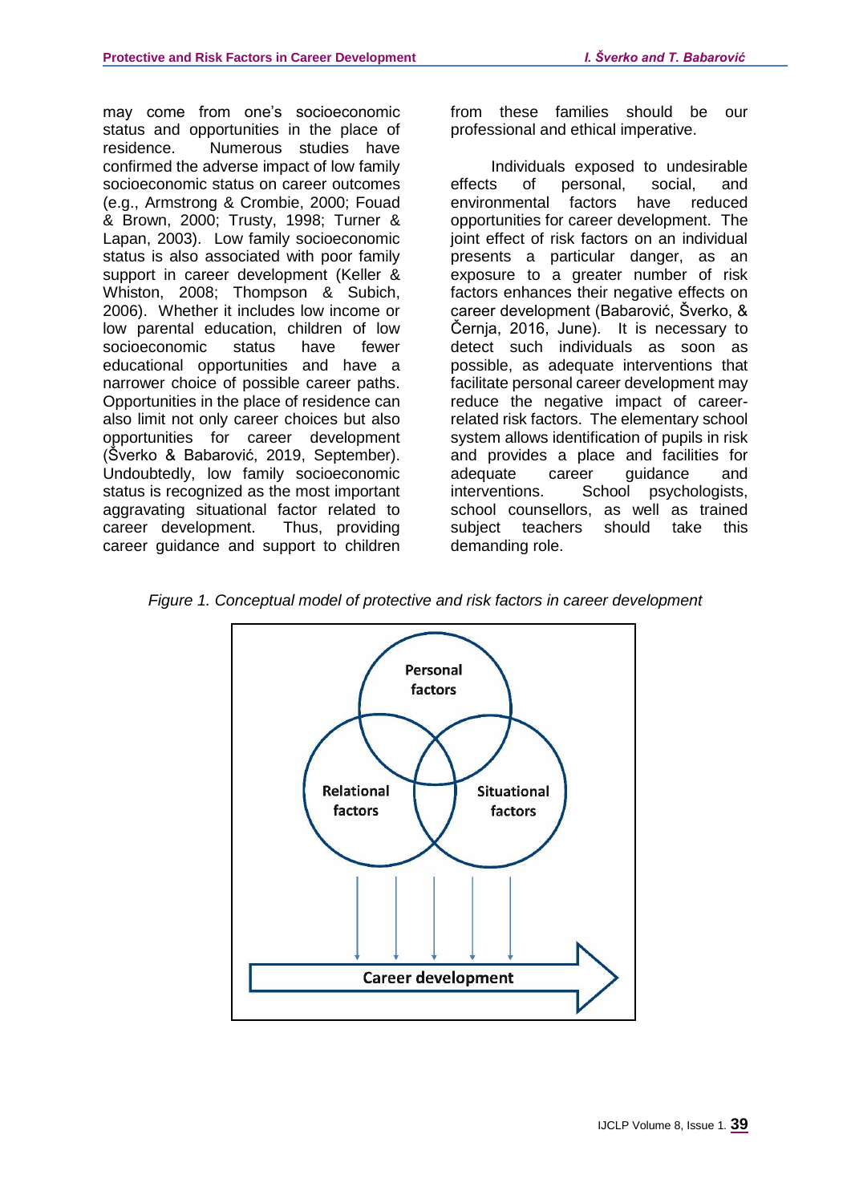may come from one's socioeconomic status and opportunities in the place of residence. Numerous studies have confirmed the adverse impact of low family socioeconomic status on career outcomes (e.g., Armstrong & Crombie, 2000; Fouad & Brown, 2000; Trusty, 1998; Turner & Lapan, 2003). Low family socioeconomic status is also associated with poor family support in career development (Keller & Whiston, 2008; Thompson & Subich, 2006). Whether it includes low income or low parental education, children of low socioeconomic status have fewer educational opportunities and have a narrower choice of possible career paths. Opportunities in the place of residence can also limit not only career choices but also opportunities for career development (Šverko & Babarović, 2019, September). Undoubtedly, low family socioeconomic status is recognized as the most important aggravating situational factor related to career development. Thus, providing career guidance and support to children from these families should be our professional and ethical imperative.

Individuals exposed to undesirable effects of personal, social, and environmental factors have reduced opportunities for career development. The joint effect of risk factors on an individual presents a particular danger, as an exposure to a greater number of risk factors enhances their negative effects on career development (Babarović, Šverko, & Černja, 2016, June). It is necessary to detect such individuals as soon as possible, as adequate interventions that facilitate personal career development may reduce the negative impact of career-related risk factors. The elementary school system allows identification of pupils in risk and provides a place and facilities for adequate career guidance and interventions. School psychologists, school counsellors, as well as trained subject teachers should take this demanding role.

*Figure 1. Conceptual model of protective and risk factors in career development*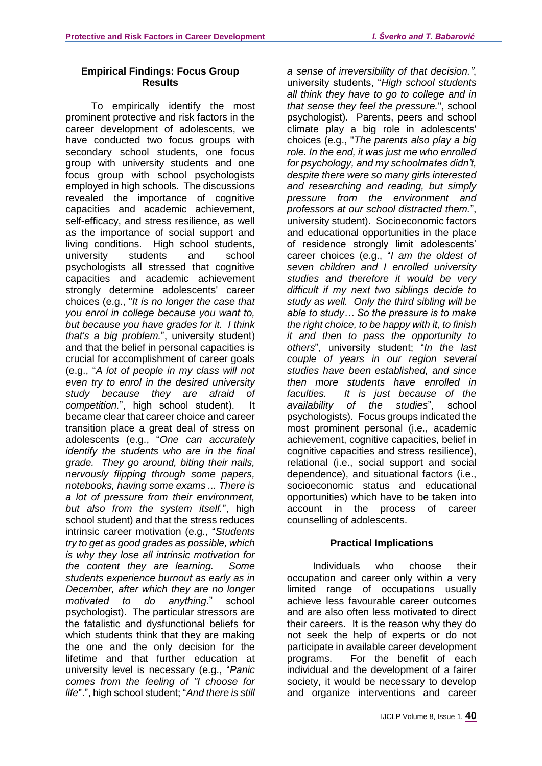### Empirical Findings: Focus Group Results

To empirically identify the most prominent protective and risk factors in the career development of adolescents, we have conducted two focus groups with secondary school students, one focus group with university students and one focus group with school psychologists employed in high schools. The discussions revealed the importance of cognitive capacities and academic achievement, self-efficacy, and stress resilience, as well as the importance of social support and living conditions. High school students, university students and school psychologists all stressed that cognitive capacities and academic achievement strongly determine adolescents' career choices (e.g., "*It is no longer the case that you enrol in college because you want to, but because you have grades for it. I think that's a big problem.*", university student) and that the belief in personal capacities is crucial for accomplishment of career goals (e.g., "*A lot of people in my class will not even try to enrol in the desired university study because they are afraid of competition.*", high school student). It became clear that career choice and career transition place a great deal of stress on adolescents (e.g., "*One can accurately identify the students who are in the final grade. They go around, biting their nails, nervously flipping through some papers, notebooks, having some exams ... There is a lot of pressure from their environment, but also from the system itself.*", high school student) and that the stress reduces intrinsic career motivation (e.g., "*Students try to get as good grades as possible, which is why they lose all intrinsic motivation for the content they are learning. Some students experience burnout as early as in December, after which they are no longer motivated to do anything.*" school psychologist). The particular stressors are the fatalistic and dysfunctional beliefs for which students think that they are making the one and the only decision for the lifetime and that further education at university level is necessary (e.g., "*Panic comes from the feeling of "I choose for life*".", high school student; "*And there is still a sense of irreversibility of that decision.*", university students, "*High school students all think they have to go to college and in that sense they feel the pressure.*", school psychologist). Parents, peers and school climate play a big role in adolescents' choices (e.g., "*The parents also play a big role. In the end, it was just me who enrolled for psychology, and my schoolmates didn't, despite there were so many girls interested and researching and reading, but simply pressure from the environment and professors at our school distracted them.*", university student). Socioeconomic factors and educational opportunities in the place of residence strongly limit adolescents' career choices (e.g., "*I am the oldest of seven children and I enrolled university studies and therefore it would be very difficult if my next two siblings decide to study as well. Only the third sibling will be able to study… So the pressure is to make the right choice, to be happy with it, to finish it and then to pass the opportunity to others*", university student; "*In the last couple of years in our region several studies have been established, and since then more students have enrolled in faculties. It is just because of the availability of the studies*", school psychologists). Focus groups indicated the most prominent personal (i.e., academic achievement, cognitive capacities, belief in cognitive capacities and stress resilience), relational (i.e., social support and social dependence), and situational factors (i.e., socioeconomic status and educational opportunities) which have to be taken into account in the process of career counselling of adolescents.

### Practical Implications

Individuals who choose their occupation and career only within a very limited range of occupations usually achieve less favourable career outcomes and are also often less motivated to direct their careers. It is the reason why they do not seek the help of experts or do not participate in available career development programs. For the benefit of each individual and the development of a fairer society, it would be necessary to develop and organize interventions and career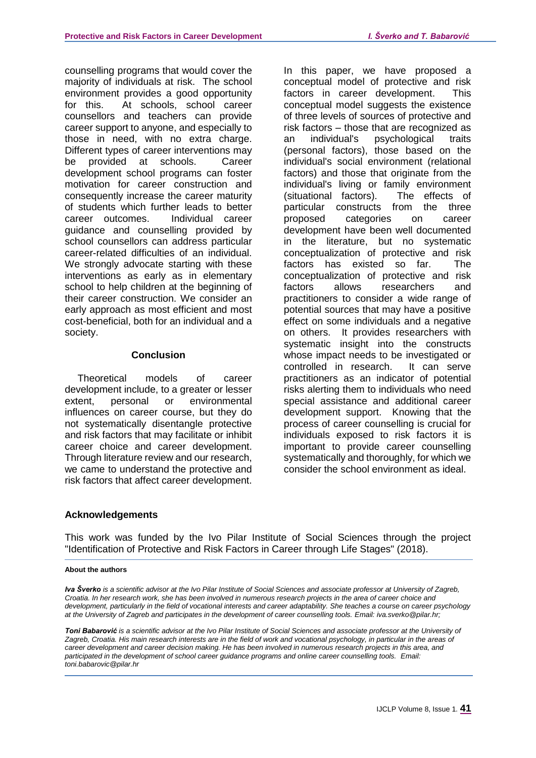counselling programs that would cover the majority of individuals at risk. The school environment provides a good opportunity for this. At schools, school career counsellors and teachers can provide career support to anyone, and especially to those in need, with no extra charge. Different types of career interventions may be provided at schools. Career development school programs can foster motivation for career construction and consequently increase the career maturity of students which further leads to better career outcomes. Individual career guidance and counselling provided by school counsellors can address particular career-related difficulties of an individual. We strongly advocate starting with these interventions as early as in elementary school to help children at the beginning of their career construction. We consider an early approach as most efficient and most cost-beneficial, both for an individual and a society.

## Conclusion

Theoretical models of career development include, to a greater or lesser extent, personal or environmental influences on career course, but they do not systematically disentangle protective and risk factors that may facilitate or inhibit career choice and career development. Through literature review and our research, we came to understand the protective and risk factors that affect career development. In this paper, we have proposed a conceptual model of protective and risk factors in career development. This conceptual model suggests the existence of three levels of sources of protective and risk factors – those that are recognized as an individual's psychological traits (personal factors), those based on the individual's social environment (relational factors) and those that originate from the individual's living or family environment (situational factors). The effects of particular constructs from the three proposed categories on career development have been well documented in the literature, but no systematic conceptualization of protective and risk factors has existed so far. The conceptualization of protective and risk factors allows researchers and practitioners to consider a wide range of potential sources that may have a positive effect on some individuals and a negative on others. It provides researchers with systematic insight into the constructs whose impact needs to be investigated or controlled in research. It can serve practitioners as an indicator of potential risks alerting them to individuals who need special assistance and additional career development support. Knowing that the process of career counselling is crucial for individuals exposed to risk factors it is important to provide career counselling systematically and thoroughly, for which we consider the school environment as ideal.

## Acknowledgements

This work was funded by the Ivo Pilar Institute of Social Sciences through the project "Identification of Protective and Risk Factors in Career through Life Stages" (2018).

**About the authors**

***Iva Šverko*** *is a scientific advisor at the Ivo Pilar Institute of Social Sciences and associate professor at University of Zagreb, Croatia. In her research work, she has been involved in numerous research projects in the area of career choice and development, particularly in the field of vocational interests and career adaptability. She teaches a course on career psychology at the University of Zagreb and participates in the development of career counselling tools. Email: iva.sverko@pilar.hr;*

***Toni Babarović*** *is a scientific advisor at the Ivo Pilar Institute of Social Sciences and associate professor at the University of Zagreb, Croatia. His main research interests are in the field of work and vocational psychology, in particular in the areas of career development and career decision making. He has been involved in numerous research projects in this area, and participated in the development of school career guidance programs and online career counselling tools. Email: toni.babarovic@pilar.hr*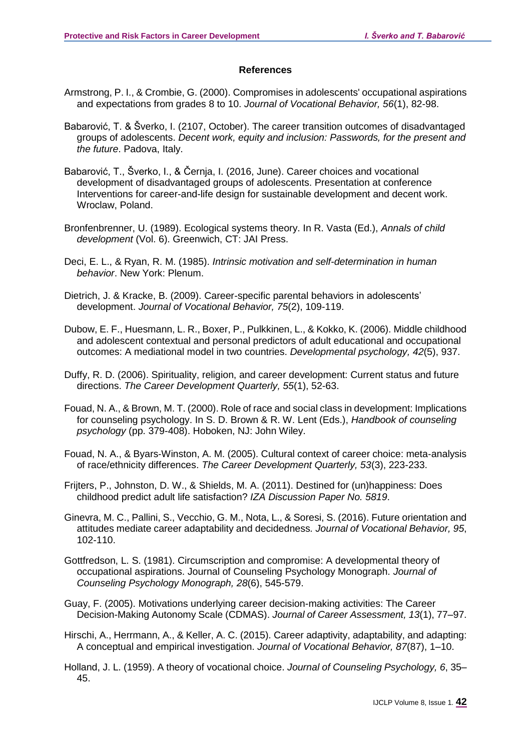### References

Armstrong, P. I., & Crombie, G. (2000). Compromises in adolescents' occupational aspirations and expectations from grades 8 to 10. *Journal of Vocational Behavior, 56*(1), 82-98.

Babarović, T. & Šverko, I. (2107, October). The career transition outcomes of disadvantaged groups of adolescents. *Decent work, equity and inclusion: Passwords, for the present and the future*. Padova, Italy.

Babarović, T., Šverko, I., & Černja, I. (2016, June). Career choices and vocational development of disadvantaged groups of adolescents. Presentation at conference Interventions for career-and-life design for sustainable development and decent work. Wroclaw, Poland.

Bronfenbrenner, U. (1989). Ecological systems theory. In R. Vasta (Ed.), *Annals of child development* (Vol. 6). Greenwich, CT: JAI Press.

Deci, E. L., & Ryan, R. M. (1985). *Intrinsic motivation and self-determination in human behavior*. New York: Plenum.

Dietrich, J. & Kracke, B. (2009). Career-specific parental behaviors in adolescents' development. *Journal of Vocational Behavior, 75*(2), 109-119.

Dubow, E. F., Huesmann, L. R., Boxer, P., Pulkkinen, L., & Kokko, K. (2006). Middle childhood and adolescent contextual and personal predictors of adult educational and occupational outcomes: A mediational model in two countries. *Developmental psychology, 42*(5), 937.

Duffy, R. D. (2006). Spirituality, religion, and career development: Current status and future directions. *The Career Development Quarterly, 55*(1), 52-63.

Fouad, N. A., & Brown, M. T. (2000). Role of race and social class in development: Implications for counseling psychology. In S. D. Brown & R. W. Lent (Eds.), *Handbook of counseling psychology* (pp. 379-408). Hoboken, NJ: John Wiley.

Fouad, N. A., & Byars-Winston, A. M. (2005). Cultural context of career choice: meta-analysis of race/ethnicity differences. *The Career Development Quarterly, 53*(3), 223-233.

Frijters, P., Johnston, D. W., & Shields, M. A. (2011). Destined for (un)happiness: Does childhood predict adult life satisfaction? *IZA Discussion Paper No. 5819*.

Ginevra, M. C., Pallini, S., Vecchio, G. M., Nota, L., & Soresi, S. (2016). Future orientation and attitudes mediate career adaptability and decidedness. *Journal of Vocational Behavior, 95*, 102-110.

Gottfredson, L. S. (1981). Circumscription and compromise: A developmental theory of occupational aspirations. Journal of Counseling Psychology Monograph. *Journal of Counseling Psychology Monograph, 28*(6), 545-579.

Guay, F. (2005). Motivations underlying career decision-making activities: The Career Decision-Making Autonomy Scale (CDMAS). *Journal of Career Assessment, 13*(1), 77–97.

Hirschi, A., Herrmann, A., & Keller, A. C. (2015). Career adaptivity, adaptability, and adapting: A conceptual and empirical investigation. *Journal of Vocational Behavior, 87*(87), 1–10.

Holland, J. L. (1959). A theory of vocational choice. *Journal of Counseling Psychology, 6*, 35–45.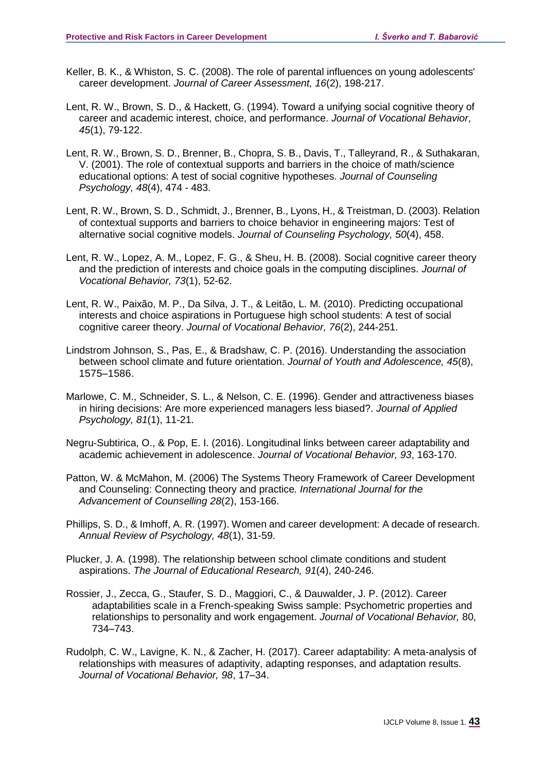Keller, B. K., & Whiston, S. C. (2008). The role of parental influences on young adolescents' career development. *Journal of Career Assessment, 16*(2), 198-217.

Lent, R. W., Brown, S. D., & Hackett, G. (1994). Toward a unifying social cognitive theory of career and academic interest, choice, and performance. *Journal of Vocational Behavior*, *45*(1), 79-122.

Lent, R. W., Brown, S. D., Brenner, B., Chopra, S. B., Davis, T., Talleyrand, R., & Suthakaran, V. (2001). The role of contextual supports and barriers in the choice of math/science educational options: A test of social cognitive hypotheses. *Journal of Counseling Psychology, 48*(4), 474 - 483.

Lent, R. W., Brown, S. D., Schmidt, J., Brenner, B., Lyons, H., & Treistman, D. (2003). Relation of contextual supports and barriers to choice behavior in engineering majors: Test of alternative social cognitive models. *Journal of Counseling Psychology, 50*(4), 458.

Lent, R. W., Lopez, A. M., Lopez, F. G., & Sheu, H. B. (2008). Social cognitive career theory and the prediction of interests and choice goals in the computing disciplines. *Journal of Vocational Behavior, 73*(1), 52-62.

Lent, R. W., Paixão, M. P., Da Silva, J. T., & Leitão, L. M. (2010). Predicting occupational interests and choice aspirations in Portuguese high school students: A test of social cognitive career theory. *Journal of Vocational Behavior, 76*(2), 244-251.

Lindstrom Johnson, S., Pas, E., & Bradshaw, C. P. (2016). Understanding the association between school climate and future orientation. *Journal of Youth and Adolescence, 45*(8), 1575–1586.

Marlowe, C. M., Schneider, S. L., & Nelson, C. E. (1996). Gender and attractiveness biases in hiring decisions: Are more experienced managers less biased?. *Journal of Applied Psychology, 81*(1), 11-21.

Negru-Subtirica, O., & Pop, E. I. (2016). Longitudinal links between career adaptability and academic achievement in adolescence. *Journal of Vocational Behavior, 93*, 163-170.

Patton, W. & McMahon, M. (2006) The Systems Theory Framework of Career Development and Counseling: Connecting theory and practice*. International Journal for the Advancement of Counselling 28*(2), 153-166.

Phillips, S. D., & Imhoff, A. R. (1997). Women and career development: A decade of research. *Annual Review of Psychology, 48*(1), 31-59.

Plucker, J. A. (1998). The relationship between school climate conditions and student aspirations. *The Journal of Educational Research, 91*(4), 240-246.

Rossier, J., Zecca, G., Staufer, S. D., Maggiori, C., & Dauwalder, J. P. (2012). Career adaptabilities scale in a French-speaking Swiss sample: Psychometric properties and relationships to personality and work engagement. *Journal of Vocational Behavior,* 80, 734–743.

Rudolph, C. W., Lavigne, K. N., & Zacher, H. (2017). Career adaptability: A meta-analysis of relationships with measures of adaptivity, adapting responses, and adaptation results. *Journal of Vocational Behavior, 98*, 17–34.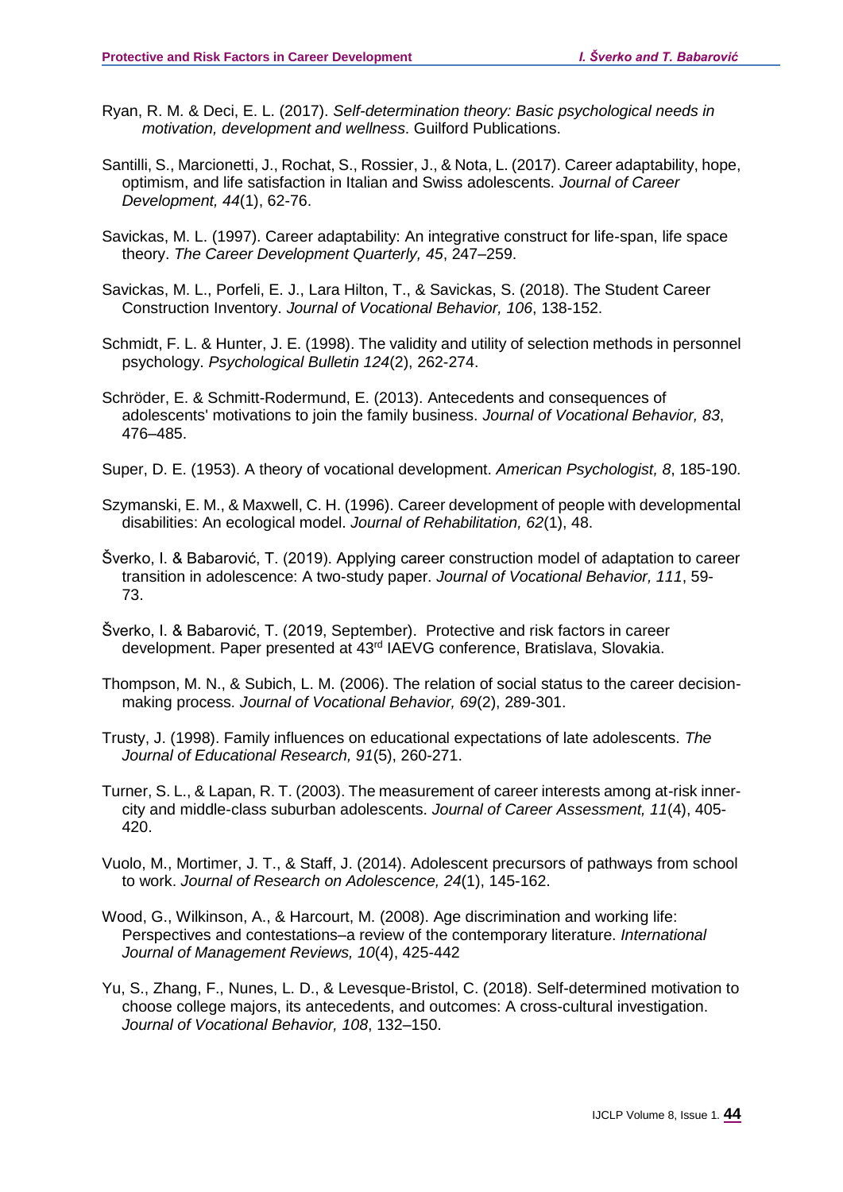Ryan, R. M. & Deci, E. L. (2017). *Self-determination theory: Basic psychological needs in motivation, development and wellness*. Guilford Publications.

Santilli, S., Marcionetti, J., Rochat, S., Rossier, J., & Nota, L. (2017). Career adaptability, hope, optimism, and life satisfaction in Italian and Swiss adolescents. *Journal of Career Development, 44*(1), 62-76.

Savickas, M. L. (1997). Career adaptability: An integrative construct for life-span, life space theory. *The Career Development Quarterly, 45*, 247–259.

Savickas, M. L., Porfeli, E. J., Lara Hilton, T., & Savickas, S. (2018). The Student Career Construction Inventory. *Journal of Vocational Behavior, 106*, 138-152.

Schmidt, F. L. & Hunter, J. E. (1998). The validity and utility of selection methods in personnel psychology. *Psychological Bulletin 124*(2), 262-274.

Schröder, E. & Schmitt-Rodermund, E. (2013). Antecedents and consequences of adolescents' motivations to join the family business. *Journal of Vocational Behavior, 83*, 476–485.

Super, D. E. (1953). A theory of vocational development. *American Psychologist, 8*, 185-190.

Szymanski, E. M., & Maxwell, C. H. (1996). Career development of people with developmental disabilities: An ecological model. *Journal of Rehabilitation, 62*(1), 48.

Šverko, I. & Babarović, T. (2019). Applying career construction model of adaptation to career transition in adolescence: A two-study paper. *Journal of Vocational Behavior, 111*, 59-73.

Šverko, I. & Babarović, T. (2019, September). Protective and risk factors in career development. Paper presented at 43rd IAEVG conference, Bratislava, Slovakia.

Thompson, M. N., & Subich, L. M. (2006). The relation of social status to the career decision-making process. *Journal of Vocational Behavior, 69*(2), 289-301.

Trusty, J. (1998). Family influences on educational expectations of late adolescents. *The Journal of Educational Research, 91*(5), 260-271.

Turner, S. L., & Lapan, R. T. (2003). The measurement of career interests among at-risk inner-city and middle-class suburban adolescents. *Journal of Career Assessment, 11*(4), 405-420.

Vuolo, M., Mortimer, J. T., & Staff, J. (2014). Adolescent precursors of pathways from school to work. *Journal of Research on Adolescence, 24*(1), 145-162.

Wood, G., Wilkinson, A., & Harcourt, M. (2008). Age discrimination and working life: Perspectives and contestations–a review of the contemporary literature. *International Journal of Management Reviews, 10*(4), 425-442

Yu, S., Zhang, F., Nunes, L. D., & Levesque-Bristol, C. (2018). Self-determined motivation to choose college majors, its antecedents, and outcomes: A cross-cultural investigation. *Journal of Vocational Behavior, 108*, 132–150.